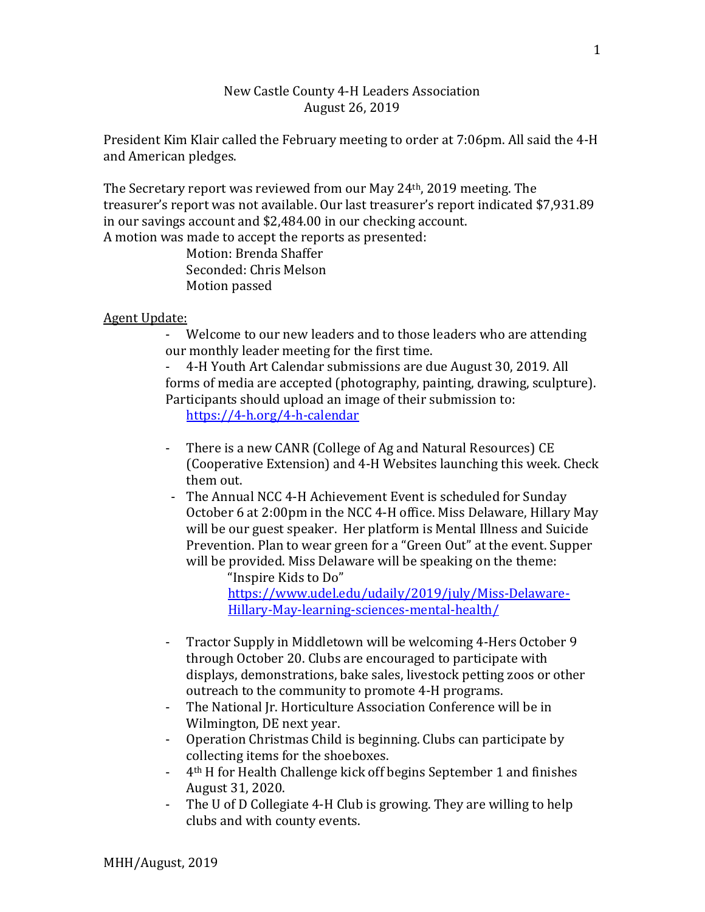New Castle County 4-H Leaders Association
August 26, 2019

President Kim Klair called the February meeting to order at 7:06pm. All said the 4-H and American pledges.

The Secretary report was reviewed from our May 24th, 2019 meeting. The treasurer's report was not available. Our last treasurer's report indicated $7,931.89 in our savings account and $2,484.00 in our checking account.
A motion was made to accept the reports as presented:

Motion: Brenda Shaffer
Seconded: Chris Melson
Motion passed

Agent Update:

- Welcome to our new leaders and to those leaders who are attending our monthly leader meeting for the first time.
- 4-H Youth Art Calendar submissions are due August 30, 2019. All forms of media are accepted (photography, painting, drawing, sculpture). Participants should upload an image of their submission to: https://4-h.org/4-h-calendar
- There is a new CANR (College of Ag and Natural Resources) CE (Cooperative Extension) and 4-H Websites launching this week. Check them out.
- The Annual NCC 4-H Achievement Event is scheduled for Sunday October 6 at 2:00pm in the NCC 4-H office. Miss Delaware, Hillary May will be our guest speaker. Her platform is Mental Illness and Suicide Prevention. Plan to wear green for a "Green Out" at the event. Supper will be provided. Miss Delaware will be speaking on the theme:
  "Inspire Kids to Do"
  https://www.udel.edu/udaily/2019/july/Miss-Delaware-Hillary-May-learning-sciences-mental-health/
- Tractor Supply in Middletown will be welcoming 4-Hers October 9 through October 20. Clubs are encouraged to participate with displays, demonstrations, bake sales, livestock petting zoos or other outreach to the community to promote 4-H programs.
- The National Jr. Horticulture Association Conference will be in Wilmington, DE next year.
- Operation Christmas Child is beginning. Clubs can participate by collecting items for the shoeboxes.
- 4th H for Health Challenge kick off begins September 1 and finishes August 31, 2020.
- The U of D Collegiate 4-H Club is growing. They are willing to help clubs and with county events.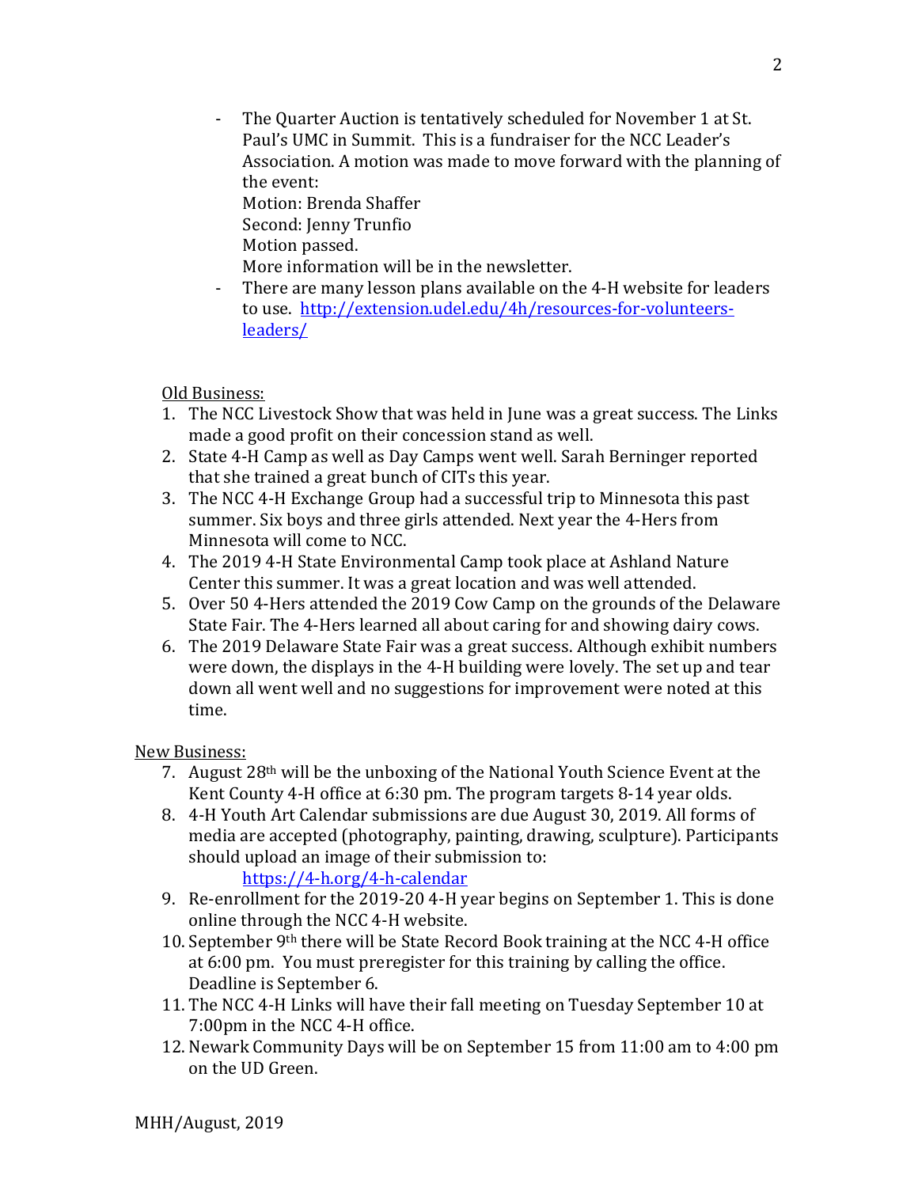- The Quarter Auction is tentatively scheduled for November 1 at St. Paul's UMC in Summit. This is a fundraiser for the NCC Leader's Association. A motion was made to move forward with the planning of the event:
  Motion: Brenda Shaffer
  Second: Jenny Trunfio
  Motion passed.
  More information will be in the newsletter.
- There are many lesson plans available on the 4-H website for leaders to use. [http://extension.udel.edu/4h/resources-for-volunteers-leaders/](http://extension.udel.edu/4h/resources-for-volunteers-leaders/)

Old Business:

1. The NCC Livestock Show that was held in June was a great success. The Links made a good profit on their concession stand as well.
2. State 4-H Camp as well as Day Camps went well. Sarah Berninger reported that she trained a great bunch of CITs this year.
3. The NCC 4-H Exchange Group had a successful trip to Minnesota this past summer. Six boys and three girls attended. Next year the 4-Hers from Minnesota will come to NCC.
4. The 2019 4-H State Environmental Camp took place at Ashland Nature Center this summer. It was a great location and was well attended.
5. Over 50 4-Hers attended the 2019 Cow Camp on the grounds of the Delaware State Fair. The 4-Hers learned all about caring for and showing dairy cows.
6. The 2019 Delaware State Fair was a great success. Although exhibit numbers were down, the displays in the 4-H building were lovely. The set up and tear down all went well and no suggestions for improvement were noted at this time.

New Business:

7. August 28th will be the unboxing of the National Youth Science Event at the Kent County 4-H office at 6:30 pm. The program targets 8-14 year olds.
8. 4-H Youth Art Calendar submissions are due August 30, 2019. All forms of media are accepted (photography, painting, drawing, sculpture). Participants should upload an image of their submission to:
   [https://4-h.org/4-h-calendar](https://4-h.org/4-h-calendar)
9. Re-enrollment for the 2019-20 4-H year begins on September 1. This is done online through the NCC 4-H website.
10. September 9th there will be State Record Book training at the NCC 4-H office at 6:00 pm. You must preregister for this training by calling the office. Deadline is September 6.
11. The NCC 4-H Links will have their fall meeting on Tuesday September 10 at 7:00pm in the NCC 4-H office.
12. Newark Community Days will be on September 15 from 11:00 am to 4:00 pm on the UD Green.

MHH/August, 2019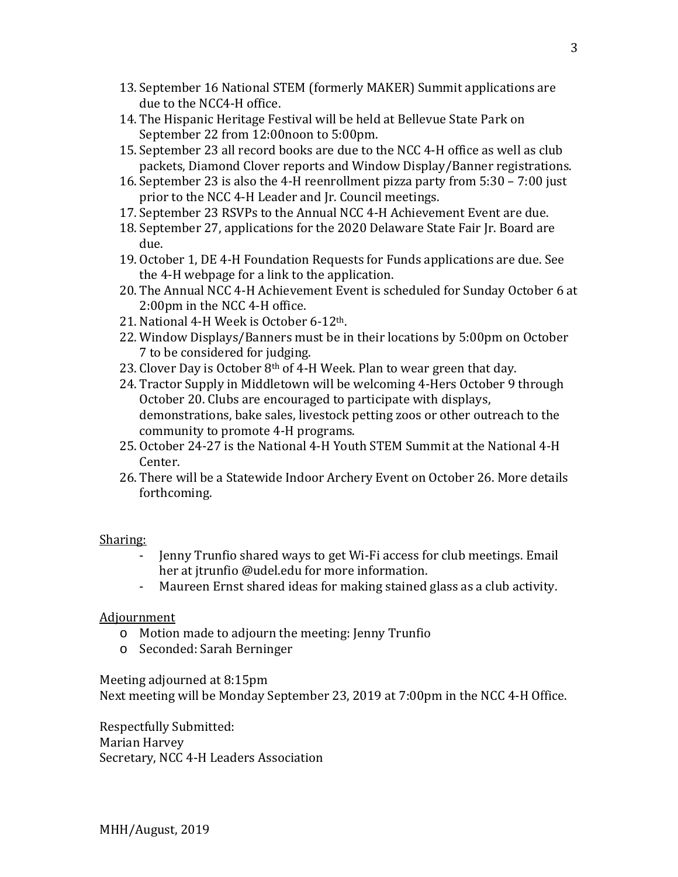13. September 16 National STEM (formerly MAKER) Summit applications are due to the NCC4-H office.
14. The Hispanic Heritage Festival will be held at Bellevue State Park on September 22 from 12:00noon to 5:00pm.
15. September 23 all record books are due to the NCC 4-H office as well as club packets, Diamond Clover reports and Window Display/Banner registrations.
16. September 23 is also the 4-H reenrollment pizza party from 5:30 – 7:00 just prior to the NCC 4-H Leader and Jr. Council meetings.
17. September 23 RSVPs to the Annual NCC 4-H Achievement Event are due.
18. September 27, applications for the 2020 Delaware State Fair Jr. Board are due.
19. October 1, DE 4-H Foundation Requests for Funds applications are due. See the 4-H webpage for a link to the application.
20. The Annual NCC 4-H Achievement Event is scheduled for Sunday October 6 at 2:00pm in the NCC 4-H office.
21. National 4-H Week is October 6-12th.
22. Window Displays/Banners must be in their locations by 5:00pm on October 7 to be considered for judging.
23. Clover Day is October 8th of 4-H Week. Plan to wear green that day.
24. Tractor Supply in Middletown will be welcoming 4-Hers October 9 through October 20. Clubs are encouraged to participate with displays, demonstrations, bake sales, livestock petting zoos or other outreach to the community to promote 4-H programs.
25. October 24-27 is the National 4-H Youth STEM Summit at the National 4-H Center.
26. There will be a Statewide Indoor Archery Event on October 26. More details forthcoming.

<u>Sharing:</u>

- Jenny Trunfio shared ways to get Wi-Fi access for club meetings. Email her at jtrunfio @udel.edu for more information.
- Maureen Ernst shared ideas for making stained glass as a club activity.

<u>Adjournment</u>

- Motion made to adjourn the meeting: Jenny Trunfio
- Seconded: Sarah Berninger

Meeting adjourned at 8:15pm
Next meeting will be Monday September 23, 2019 at 7:00pm in the NCC 4-H Office.

Respectfully Submitted:
Marian Harvey
Secretary, NCC 4-H Leaders Association

MHH/August, 2019